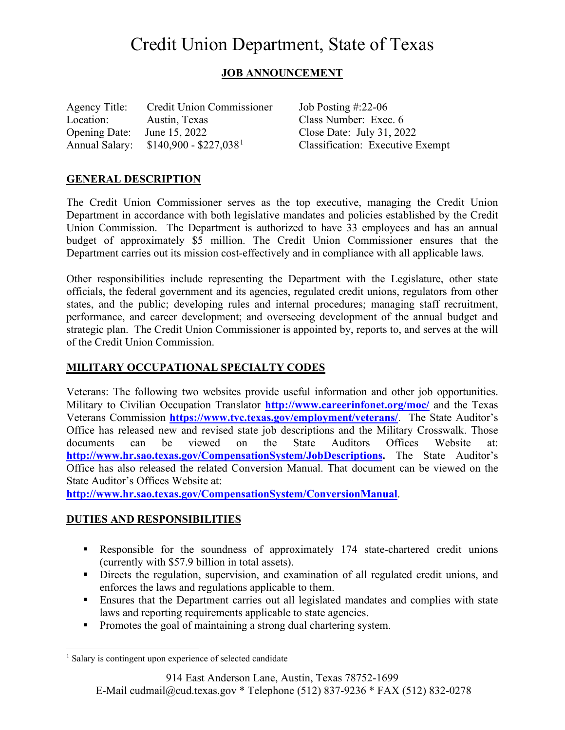# Credit Union Department, State of Texas

## JOB ANNOUNCEMENT

| | | |
|---|---|---|
| Agency Title: | Credit Union Commissioner | Job Posting #:22-06 |
| Location: | Austin, Texas | Class Number: Exec. 6 |
| Opening Date: | June 15, 2022 | Close Date: July 31, 2022 |
| Annual Salary: | $140,900 - $227,038[1] | Classification: Executive Exempt |

## GENERAL DESCRIPTION

The Credit Union Commissioner serves as the top executive, managing the Credit Union Department in accordance with both legislative mandates and policies established by the Credit Union Commission. The Department is authorized to have 33 employees and has an annual budget of approximately $5 million. The Credit Union Commissioner ensures that the Department carries out its mission cost-effectively and in compliance with all applicable laws.

Other responsibilities include representing the Department with the Legislature, other state officials, the federal government and its agencies, regulated credit unions, regulators from other states, and the public; developing rules and internal procedures; managing staff recruitment, performance, and career development; and overseeing development of the annual budget and strategic plan. The Credit Union Commissioner is appointed by, reports to, and serves at the will of the Credit Union Commission.

## MILITARY OCCUPATIONAL SPECIALTY CODES

Veterans: The following two websites provide useful information and other job opportunities. Military to Civilian Occupation Translator **http://www.careerinfonet.org/moc/** and the Texas Veterans Commission **https://www.tvc.texas.gov/employment/veterans/**. The State Auditor's Office has released new and revised state job descriptions and the Military Crosswalk. Those documents can be viewed on the State Auditors Offices Website at: **http://www.hr.sao.texas.gov/CompensationSystem/JobDescriptions.** The State Auditor's Office has also released the related Conversion Manual. That document can be viewed on the State Auditor's Offices Website at:
**http://www.hr.sao.texas.gov/CompensationSystem/ConversionManual**.

## DUTIES AND RESPONSIBILITIES

- Responsible for the soundness of approximately 174 state-chartered credit unions (currently with $57.9 billion in total assets).
- Directs the regulation, supervision, and examination of all regulated credit unions, and enforces the laws and regulations applicable to them.
- Ensures that the Department carries out all legislated mandates and complies with state laws and reporting requirements applicable to state agencies.
- Promotes the goal of maintaining a strong dual chartering system.

[1] Salary is contingent upon experience of selected candidate

914 East Anderson Lane, Austin, Texas 78752-1699
E-Mail cudmail@cud.texas.gov * Telephone (512) 837-9236 * FAX (512) 832-0278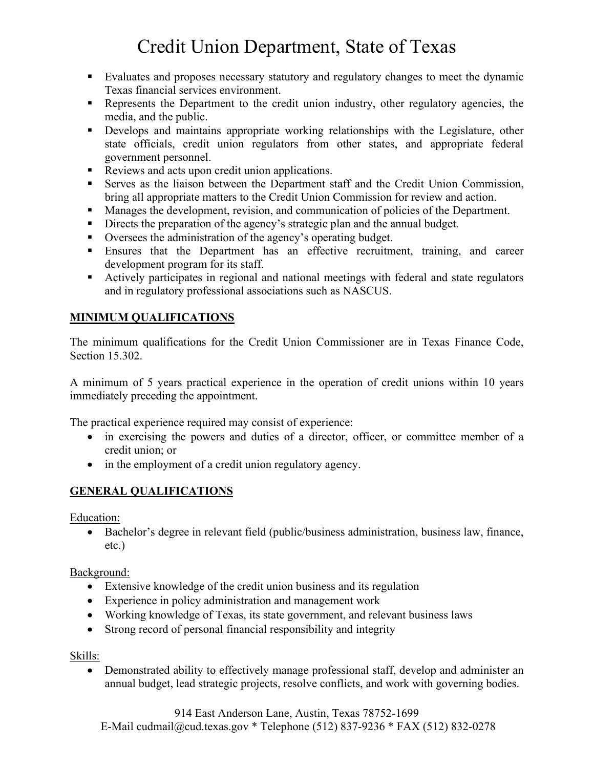- Evaluates and proposes necessary statutory and regulatory changes to meet the dynamic Texas financial services environment.
- Represents the Department to the credit union industry, other regulatory agencies, the media, and the public.
- Develops and maintains appropriate working relationships with the Legislature, other state officials, credit union regulators from other states, and appropriate federal government personnel.
- Reviews and acts upon credit union applications.
- Serves as the liaison between the Department staff and the Credit Union Commission, bring all appropriate matters to the Credit Union Commission for review and action.
- Manages the development, revision, and communication of policies of the Department.
- Directs the preparation of the agency's strategic plan and the annual budget.
- Oversees the administration of the agency's operating budget.
- Ensures that the Department has an effective recruitment, training, and career development program for its staff.
- Actively participates in regional and national meetings with federal and state regulators and in regulatory professional associations such as NASCUS.

## MINIMUM QUALIFICATIONS

The minimum qualifications for the Credit Union Commissioner are in Texas Finance Code, Section 15.302.

A minimum of 5 years practical experience in the operation of credit unions within 10 years immediately preceding the appointment.

The practical experience required may consist of experience:

- in exercising the powers and duties of a director, officer, or committee member of a credit union; or
- in the employment of a credit union regulatory agency.

## GENERAL QUALIFICATIONS

Education:

- Bachelor's degree in relevant field (public/business administration, business law, finance, etc.)

Background:

- Extensive knowledge of the credit union business and its regulation
- Experience in policy administration and management work
- Working knowledge of Texas, its state government, and relevant business laws
- Strong record of personal financial responsibility and integrity

Skills:

- Demonstrated ability to effectively manage professional staff, develop and administer an annual budget, lead strategic projects, resolve conflicts, and work with governing bodies.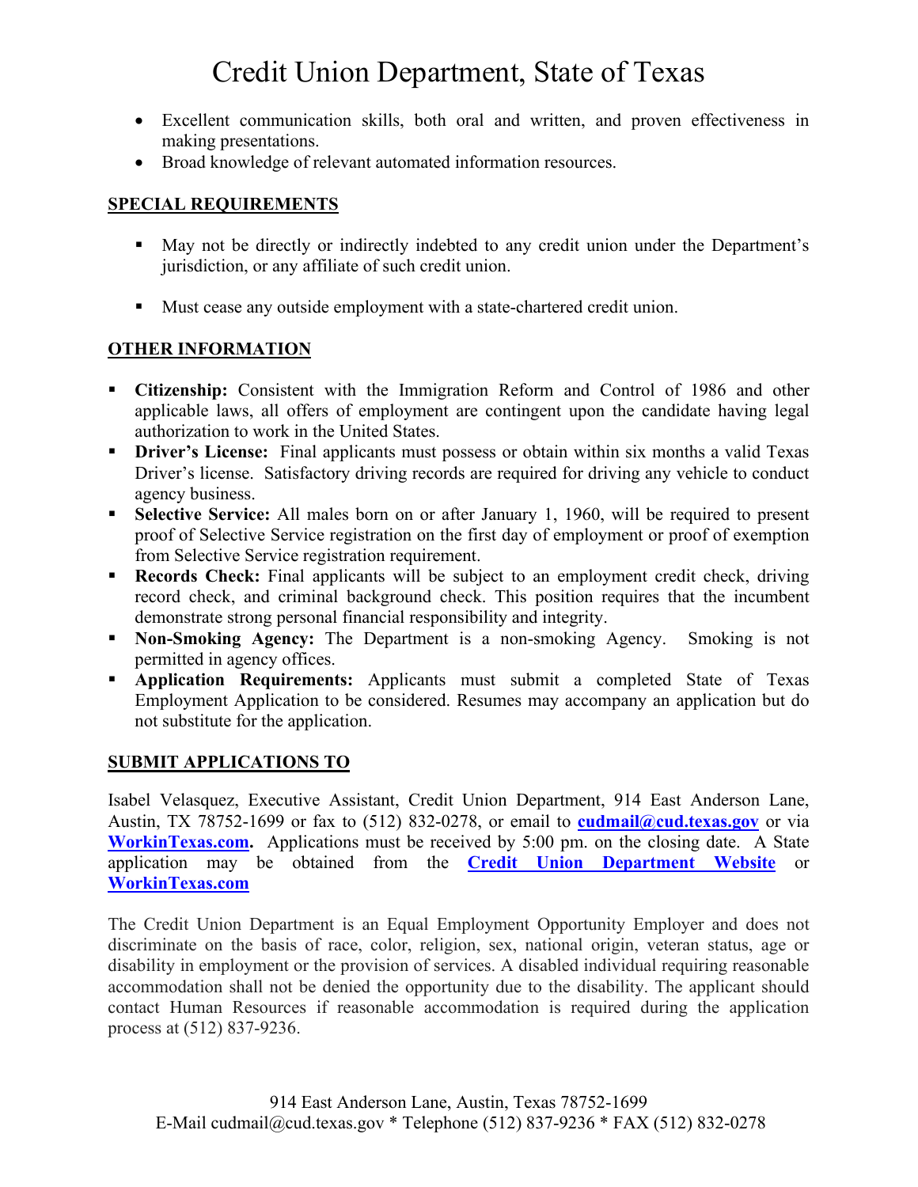- Excellent communication skills, both oral and written, and proven effectiveness in making presentations.
- Broad knowledge of relevant automated information resources.

## SPECIAL REQUIREMENTS

- May not be directly or indirectly indebted to any credit union under the Department's jurisdiction, or any affiliate of such credit union.
- Must cease any outside employment with a state-chartered credit union.

## OTHER INFORMATION

- **Citizenship:** Consistent with the Immigration Reform and Control of 1986 and other applicable laws, all offers of employment are contingent upon the candidate having legal authorization to work in the United States.
- **Driver's License:** Final applicants must possess or obtain within six months a valid Texas Driver's license. Satisfactory driving records are required for driving any vehicle to conduct agency business.
- **Selective Service:** All males born on or after January 1, 1960, will be required to present proof of Selective Service registration on the first day of employment or proof of exemption from Selective Service registration requirement.
- **Records Check:** Final applicants will be subject to an employment credit check, driving record check, and criminal background check. This position requires that the incumbent demonstrate strong personal financial responsibility and integrity.
- **Non-Smoking Agency:** The Department is a non-smoking Agency. Smoking is not permitted in agency offices.
- **Application Requirements:** Applicants must submit a completed State of Texas Employment Application to be considered. Resumes may accompany an application but do not substitute for the application.

## SUBMIT APPLICATIONS TO

Isabel Velasquez, Executive Assistant, Credit Union Department, 914 East Anderson Lane, Austin, TX 78752-1699 or fax to (512) 832-0278, or email to **cudmail@cud.texas.gov** or via **WorkinTexas.com.** Applications must be received by 5:00 pm. on the closing date. A State application may be obtained from the **Credit Union Department Website** or **WorkinTexas.com**

The Credit Union Department is an Equal Employment Opportunity Employer and does not discriminate on the basis of race, color, religion, sex, national origin, veteran status, age or disability in employment or the provision of services. A disabled individual requiring reasonable accommodation shall not be denied the opportunity due to the disability. The applicant should contact Human Resources if reasonable accommodation is required during the application process at (512) 837-9236.